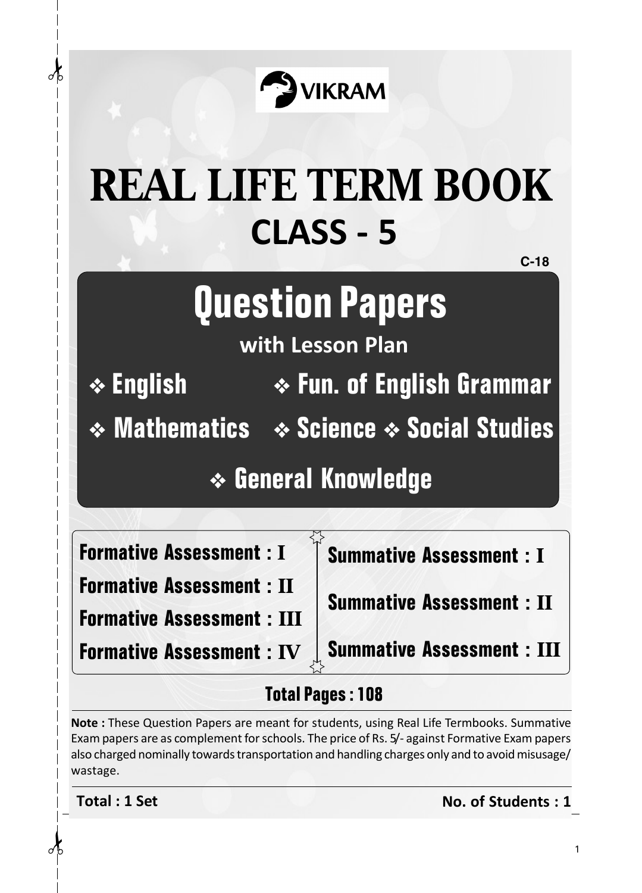VIKRAM

# REAL LIFE TERM BOOK

## CLASS - 5

C-18

# Question Papers

**with Lesson Plan**

- English
- Fun. of English Grammar
- Mathematics
- Science
- Social Studies
- General Knowledge

**Formative Assessment : I**

**Formative Assessment : II**

**Formative Assessment : III**

**Formative Assessment : IV**

**Summative Assessment : I**

**Summative Assessment : II**

**Summative Assessment : III**

**Total Pages : 108**

**Note :** These Question Papers are meant for students, using Real Life Termbooks. Summative Exam papers are as complement for schools. The price of Rs. 5/- against Formative Exam papers also charged nominally towards transportation and handling charges only and to avoid misusage/ wastage.

**Total : 1 Set** **No. of Students : 1**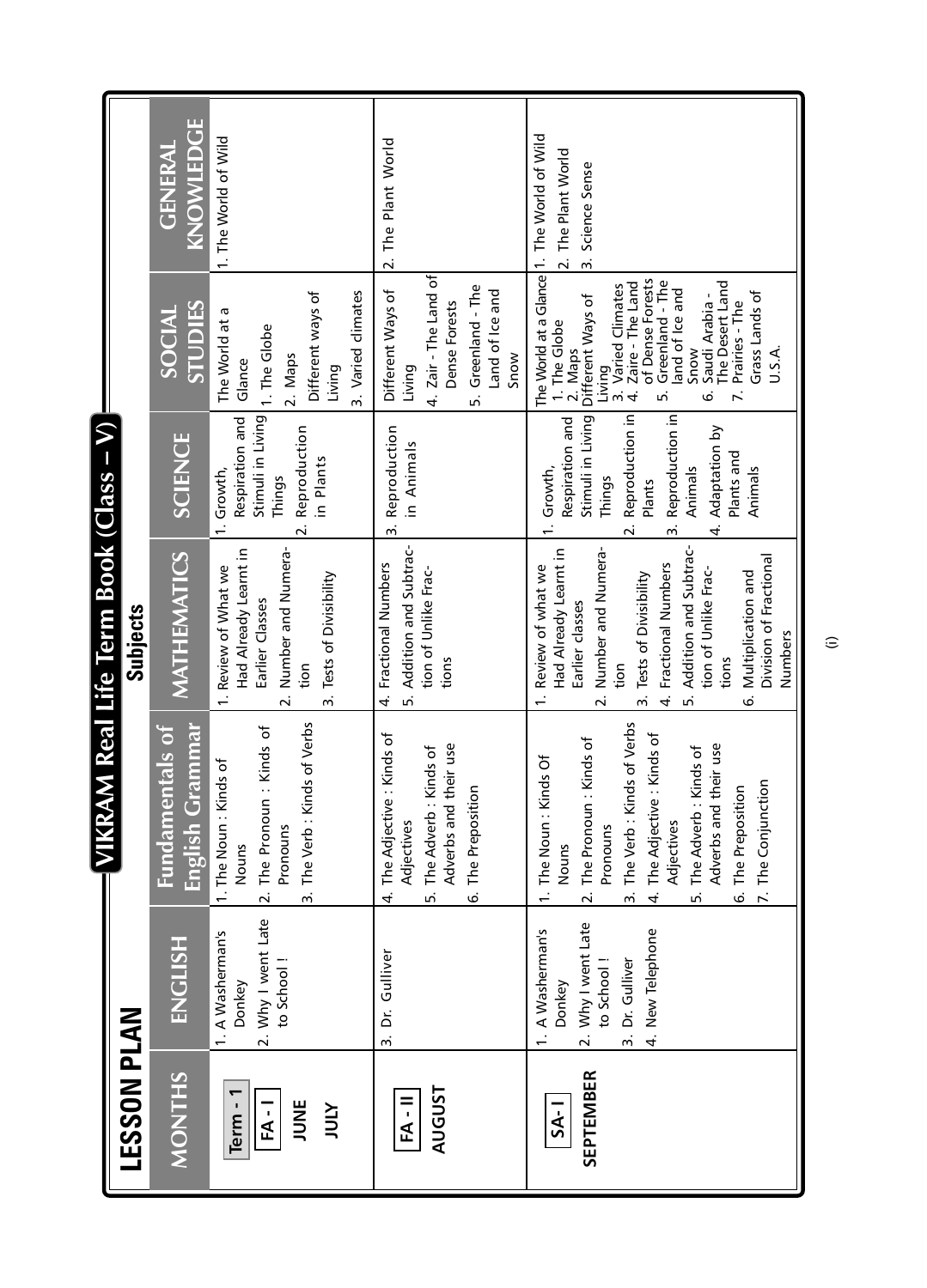# LESSON PLAN

## VIKRAM Real Life Term Book (Class – V)

| MONTHS | ENGLISH | Fundamentals of English Grammar | MATHEMATICS | SCIENCE | SOCIAL STUDIES | GENERAL KNOWLEDGE |
|---|---|---|---|---|---|---|
| Term - 1<br>FA - I<br>JUNE<br>JULY | 1. A Washerman's Donkey<br>2. Why I went Late to School ! | 1. The Noun : Kinds of Nouns<br>2. The Pronoun : Kinds of Pronouns<br>3. The Verb : Kinds of Verbs | 1. Review of What we Had Already Learnt in Earlier Classes<br>2. Number and Numeration<br>3. Tests of Divisibility | 1. Growth, Respiration and Stimuli in Living Things<br>2. Reproduction in Plants | The World at a Glance<br>1. The Globe<br>2. Maps<br>Different ways of Living<br>3. Varied climates | 1. The World of Wild |
| FA - II<br>AUGUST | 3. Dr. Gulliver | 4. The Adjective : Kinds of Adjectives<br>5. The Adverb : Kinds of Adverbs and their use<br>6. The Preposition | 4. Fractional Numbers<br>5. Addition and Subtraction of Unlike Fractions | 3. Reproduction in Animals | Different Ways of Living<br>4. Zair - The Land of Dense Forests<br>5. Greenland - The Land of Ice and Snow | 2. The Plant World |
| SA - I<br>SEPTEMBER | 1. A Washerman's Donkey<br>2. Why I went Late to School !<br>3. Dr. Gulliver<br>4. New Telephone | 1. The Noun : Kinds Of Nouns<br>2. The Pronoun : Kinds of Pronouns<br>3. The Verb : Kinds of Verbs<br>4. The Adjective : Kinds of Adjectives<br>5. The Adverb : Kinds of Adverbs and their use<br>6. The Preposition<br>7. The Conjunction | 1. Review of what we Had Already Learnt in Earlier classes<br>2. Number and Numeration<br>3. Tests of Divisibility<br>4. Fractional Numbers<br>5. Addition and Subtraction of Unlike Fractions<br>6. Multiplication and Division of Fractional Numbers | 1. Growth, Respiration and Stimuli in Living Things<br>2. Reproduction in Plants<br>3. Reproduction in Animals<br>4. Adaptation by Plants and Animals | The World at a Glance<br>1. The Globe<br>2. Maps<br>Different Ways of Living<br>3. Varied Climates<br>4. Zaire - The Land of Dense Forests<br>5. Greenland - The land of Ice and Snow<br>6. Saudi Arabia - The Desert Land<br>7. Prairies - The Grass Lands of U.S.A. | 1. The World of Wild<br>2. The Plant World<br>3. Science Sense |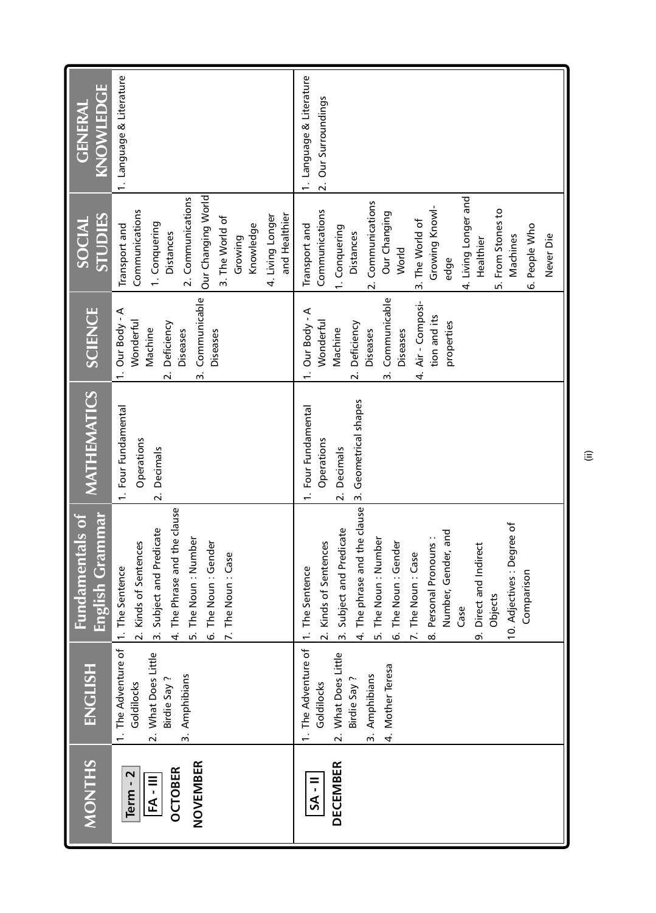| MONTHS | ENGLISH | Fundamentals of English Grammar | MATHEMATICS | SCIENCE | SOCIAL STUDIES | GENERAL KNOWLEDGE |
|---|---|---|---|---|---|---|
| **Term - 2**<br>**FA - III**<br>**OCTOBER**<br>**NOVEMBER** | 1. The Adventure of Goldilocks<br>2. What Does Little Birdie Say ?<br>3. Amphibians | 1. The Sentence<br>2. Kinds of Sentences<br>3. Subject and Predicate<br>4. The Phrase and the clause<br>5. The Noun : Number<br>6. The Noun : Gender<br>7. The Noun : Case | 1. Four Fundamental Operations<br>2. Decimals | 1. Our Body - A Wonderful Machine<br>2. Deficiency Diseases<br>3. Communicable Diseases | Transport and Communications<br>1. Conquering Distances<br>2. Communications Our Changing World<br>3. The World of Growing Knowledge<br>4. Living Longer and Healthier | 1. Language & Literature |
| **SA - II**<br>**DECEMBER** | 1. The Adventure of Goldilocks<br>2. What Does Little Birdie Say ?<br>3. Amphibians<br>4. Mother Teresa | 1. The Sentence<br>2. Kinds of Sentences<br>3. Subject and Predicate<br>4. The phrase and the clause<br>5. The Noun : Number<br>6. The Noun : Gender<br>7. The Noun : Case<br>8. Personal Pronouns : Number, Gender, and Case<br>9. Direct and Indirect Objects<br>10. Adjectives : Degree of Comparison | 1. Four Fundamental Operations<br>2. Decimals<br>3. Geometrical shapes | 1. Our Body - A Wonderful Machine<br>2. Deficiency Diseases<br>3. Communicable Diseases<br>4. Air - Composition and its properties | Transport and Communications<br>1. Conquering Distances<br>2. Communications Our Changing World<br>3. The World of Growing Knowledge<br>4. Living Longer and Healthier<br>5. From Stones to Machines<br>6. People Who Never Die | 1. Language & Literature<br>2. Our Surroundings |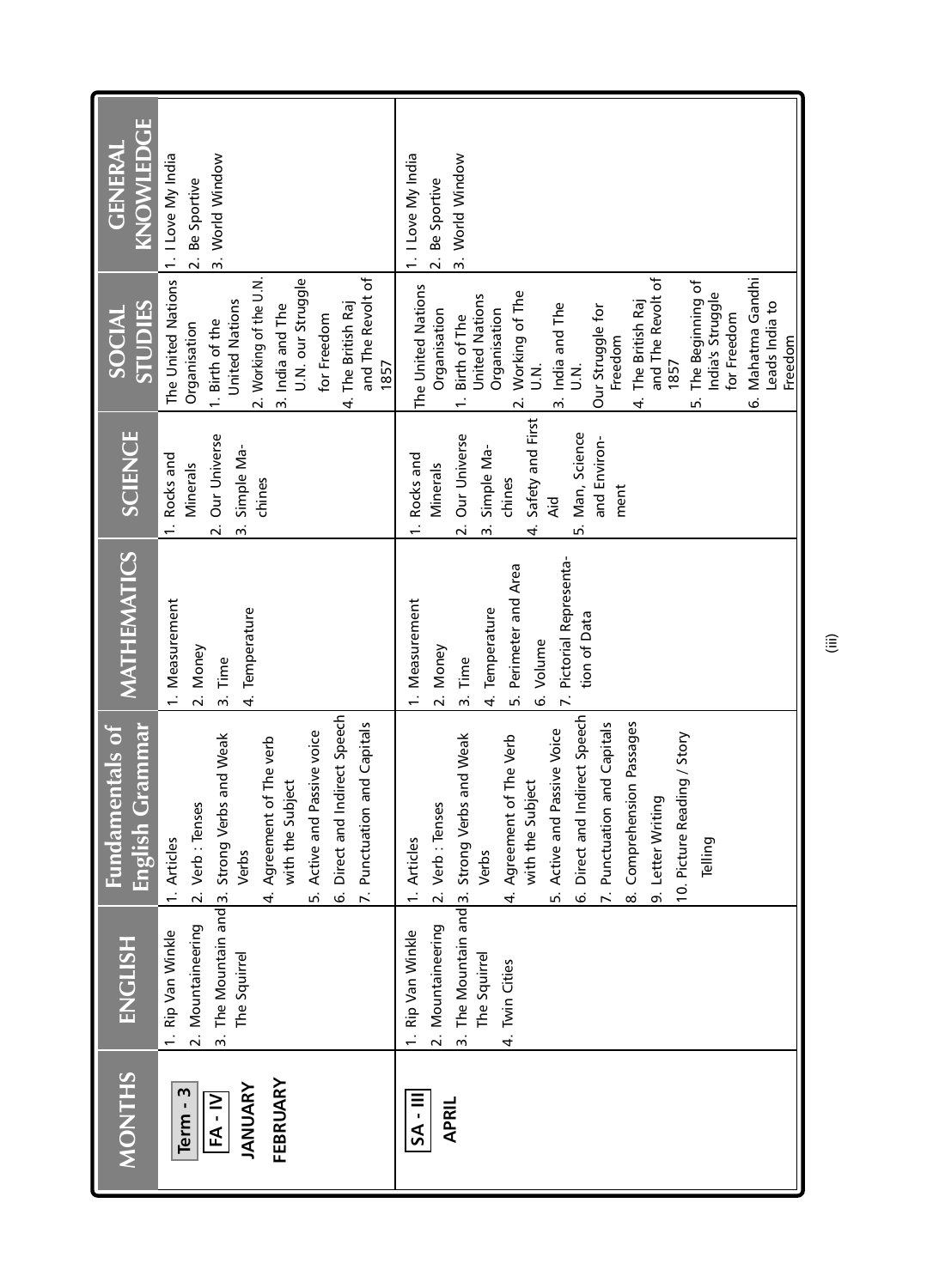| MONTHS | ENGLISH | Fundamentals of English Grammar | MATHEMATICS | SCIENCE | SOCIAL STUDIES | GENERAL KNOWLEDGE |
|---|---|---|---|---|---|---|
| Term - 3<br>FA - IV<br>JANUARY<br>FEBRUARY | 1. Rip Van Winkle<br>2. Mountaineering<br>3. The Mountain and The Squirrel | 1. Articles<br>2. Verb : Tenses<br>3. Strong Verbs and Weak Verbs<br>4. Agreement of The verb with the Subject<br>5. Active and Passive voice<br>6. Direct and Indirect Speech<br>7. Punctuation and Capitals | 1. Measurement<br>2. Money<br>3. Time<br>4. Temperature | 1. Rocks and Minerals<br>2. Our Universe<br>3. Simple Machines | The United Nations Organisation<br>1. Birth of the United Nations<br>2. Working of the U.N.<br>3. India and The U.N. our Struggle for Freedom<br>4. The British Raj and The Revolt of 1857 | 1. I Love My India<br>2. Be Sportive<br>3. World Window |
| SA - III<br>APRIL | 1. Rip Van Winkle<br>2. Mountaineering<br>3. The Mountain and The Squirrel<br>4. Twin Cities | 1. Articles<br>2. Verb : Tenses<br>3. Strong Verbs and Weak Verbs<br>4. Agreement of The Verb with the Subject<br>5. Active and Passive Voice<br>6. Direct and Indirect Speech<br>7. Punctuation and Capitals<br>8. Comprehension Passages<br>9. Letter Writing<br>10. Picture Reading / Story Telling | 1. Measurement<br>2. Money<br>3. Time<br>4. Temperature<br>5. Perimeter and Area<br>6. Volume<br>7. Pictorial Representation of Data | 1. Rocks and Minerals<br>2. Our Universe<br>3. Simple Machines<br>4. Safety and First Aid<br>5. Man, Science and Environment | The United Nations Organisation<br>1. Birth of The United Nations Organisation<br>2. Working of The U.N.<br>3. India and The U.N.<br>Our Struggle for Freedom<br>4. The British Raj and The Revolt of 1857<br>5. The Beginning of India's Struggle for Freedom<br>6. Mahatma Gandhi Leads India to Freedom | 1. I Love My India<br>2. Be Sportive<br>3. World Window |